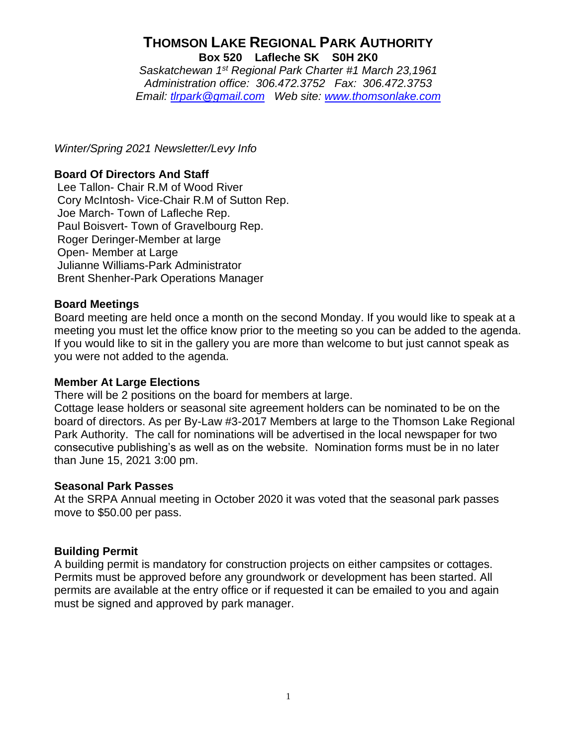# THOMSON LAKE REGIONAL PARK AUTHORITY

**Box 520 Lafleche SK S0H 2K0**

*Saskatchewan 1st Regional Park Charter #1 March 23,1961*
*Administration office: 306.472.3752 Fax: 306.472.3753*
*Email: tlrpark@gmail.com Web site: www.thomsonlake.com*

*Winter/Spring 2021 Newsletter/Levy Info*

**Board Of Directors And Staff**

Lee Tallon- Chair R.M of Wood River
Cory McIntosh- Vice-Chair R.M of Sutton Rep.
Joe March- Town of Lafleche Rep.
Paul Boisvert- Town of Gravelbourg Rep.
Roger Deringer-Member at large
Open- Member at Large
Julianne Williams-Park Administrator
Brent Shenher-Park Operations Manager

**Board Meetings**

Board meeting are held once a month on the second Monday. If you would like to speak at a meeting you must let the office know prior to the meeting so you can be added to the agenda. If you would like to sit in the gallery you are more than welcome to but just cannot speak as you were not added to the agenda.

**Member At Large Elections**

There will be 2 positions on the board for members at large.
Cottage lease holders or seasonal site agreement holders can be nominated to be on the board of directors. As per By-Law #3-2017 Members at large to the Thomson Lake Regional Park Authority. The call for nominations will be advertised in the local newspaper for two consecutive publishing's as well as on the website. Nomination forms must be in no later than June 15, 2021 3:00 pm.

**Seasonal Park Passes**

At the SRPA Annual meeting in October 2020 it was voted that the seasonal park passes move to $50.00 per pass.

**Building Permit**

A building permit is mandatory for construction projects on either campsites or cottages. Permits must be approved before any groundwork or development has been started. All permits are available at the entry office or if requested it can be emailed to you and again must be signed and approved by park manager.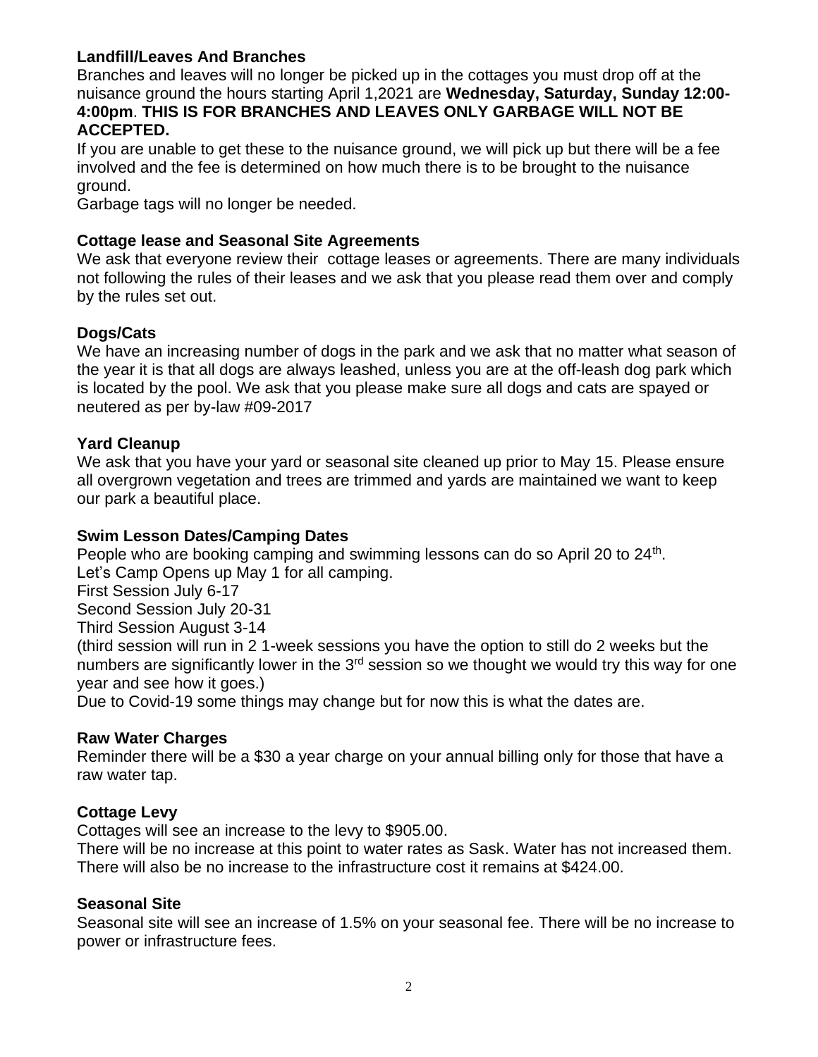**Landfill/Leaves And Branches**

Branches and leaves will no longer be picked up in the cottages you must drop off at the nuisance ground the hours starting April 1,2021 are **Wednesday, Saturday, Sunday 12:00-4:00pm**. **THIS IS FOR BRANCHES AND LEAVES ONLY GARBAGE WILL NOT BE ACCEPTED.**

If you are unable to get these to the nuisance ground, we will pick up but there will be a fee involved and the fee is determined on how much there is to be brought to the nuisance ground.

Garbage tags will no longer be needed.

**Cottage lease and Seasonal Site Agreements**

We ask that everyone review their cottage leases or agreements. There are many individuals not following the rules of their leases and we ask that you please read them over and comply by the rules set out.

**Dogs/Cats**

We have an increasing number of dogs in the park and we ask that no matter what season of the year it is that all dogs are always leashed, unless you are at the off-leash dog park which is located by the pool. We ask that you please make sure all dogs and cats are spayed or neutered as per by-law #09-2017

**Yard Cleanup**

We ask that you have your yard or seasonal site cleaned up prior to May 15. Please ensure all overgrown vegetation and trees are trimmed and yards are maintained we want to keep our park a beautiful place.

**Swim Lesson Dates/Camping Dates**

People who are booking camping and swimming lessons can do so April 20 to 24th.

Let's Camp Opens up May 1 for all camping.

First Session July 6-17

Second Session July 20-31

Third Session August 3-14

(third session will run in 2 1-week sessions you have the option to still do 2 weeks but the numbers are significantly lower in the 3rd session so we thought we would try this way for one year and see how it goes.)

Due to Covid-19 some things may change but for now this is what the dates are.

**Raw Water Charges**

Reminder there will be a $30 a year charge on your annual billing only for those that have a raw water tap.

**Cottage Levy**

Cottages will see an increase to the levy to $905.00.

There will be no increase at this point to water rates as Sask. Water has not increased them. There will also be no increase to the infrastructure cost it remains at $424.00.

**Seasonal Site**

Seasonal site will see an increase of 1.5% on your seasonal fee. There will be no increase to power or infrastructure fees.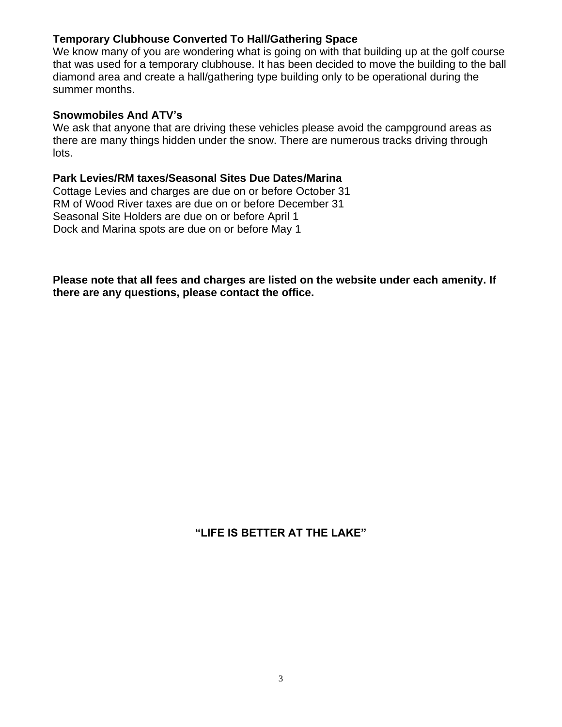### Temporary Clubhouse Converted To Hall/Gathering Space

We know many of you are wondering what is going on with that building up at the golf course that was used for a temporary clubhouse. It has been decided to move the building to the ball diamond area and create a hall/gathering type building only to be operational during the summer months.

### Snowmobiles And ATV's

We ask that anyone that are driving these vehicles please avoid the campground areas as there are many things hidden under the snow. There are numerous tracks driving through lots.

### Park Levies/RM taxes/Seasonal Sites Due Dates/Marina

Cottage Levies and charges are due on or before October 31
RM of Wood River taxes are due on or before December 31
Seasonal Site Holders are due on or before April 1
Dock and Marina spots are due on or before May 1

**Please note that all fees and charges are listed on the website under each amenity. If there are any questions, please contact the office.**

**"LIFE IS BETTER AT THE LAKE"**